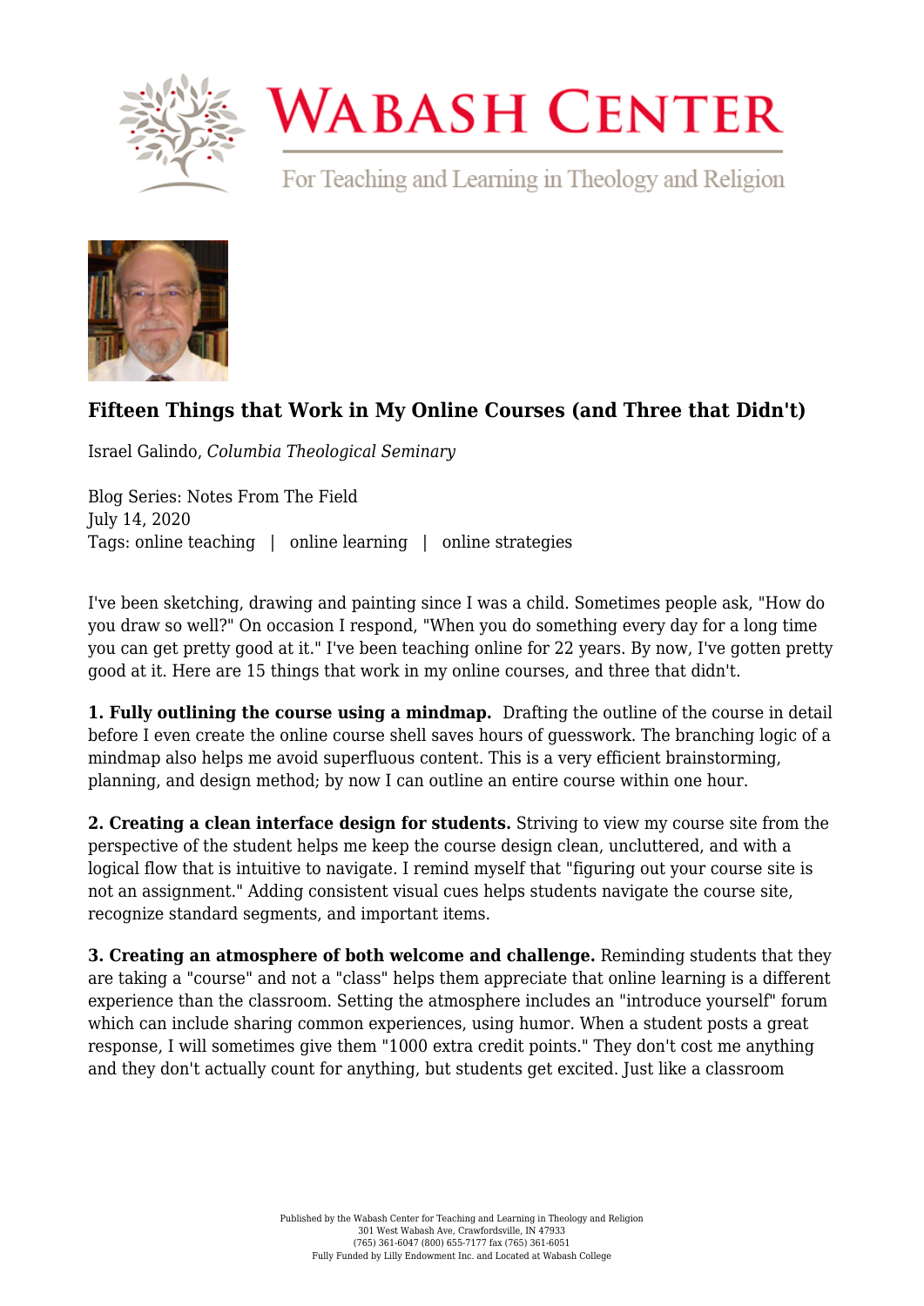# Fifteen Things that Work in My Online Courses (and Three that Didn't)

Israel Galindo, *Columbia Theological Seminary*

Blog Series: Notes From The Field
July 14, 2020
Tags: online teaching | online learning | online strategies

I've been sketching, drawing and painting since I was a child. Sometimes people ask, "How do you draw so well?" On occasion I respond, "When you do something every day for a long time you can get pretty good at it." I've been teaching online for 22 years. By now, I've gotten pretty good at it. Here are 15 things that work in my online courses, and three that didn't.

**1. Fully outlining the course using a mindmap.** Drafting the outline of the course in detail before I even create the online course shell saves hours of guesswork. The branching logic of a mindmap also helps me avoid superfluous content. This is a very efficient brainstorming, planning, and design method; by now I can outline an entire course within one hour.

**2. Creating a clean interface design for students.** Striving to view my course site from the perspective of the student helps me keep the course design clean, uncluttered, and with a logical flow that is intuitive to navigate. I remind myself that "figuring out your course site is not an assignment." Adding consistent visual cues helps students navigate the course site, recognize standard segments, and important items.

**3. Creating an atmosphere of both welcome and challenge.** Reminding students that they are taking a "course" and not a "class" helps them appreciate that online learning is a different experience than the classroom. Setting the atmosphere includes an "introduce yourself" forum which can include sharing common experiences, using humor. When a student posts a great response, I will sometimes give them "1000 extra credit points." They don't cost me anything and they don't actually count for anything, but students get excited. Just like a classroom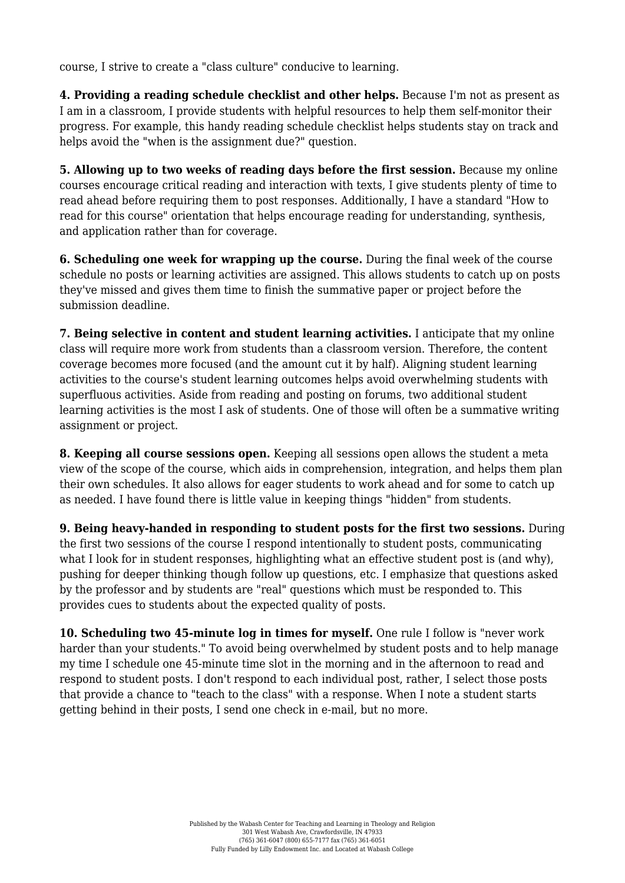course, I strive to create a "class culture" conducive to learning.

**4. Providing a reading schedule checklist and other helps.** Because I'm not as present as I am in a classroom, I provide students with helpful resources to help them self-monitor their progress. For example, this handy reading schedule checklist helps students stay on track and helps avoid the "when is the assignment due?" question.

**5. Allowing up to two weeks of reading days before the first session.** Because my online courses encourage critical reading and interaction with texts, I give students plenty of time to read ahead before requiring them to post responses. Additionally, I have a standard "How to read for this course" orientation that helps encourage reading for understanding, synthesis, and application rather than for coverage.

**6. Scheduling one week for wrapping up the course.** During the final week of the course schedule no posts or learning activities are assigned. This allows students to catch up on posts they've missed and gives them time to finish the summative paper or project before the submission deadline.

**7. Being selective in content and student learning activities.** I anticipate that my online class will require more work from students than a classroom version. Therefore, the content coverage becomes more focused (and the amount cut it by half). Aligning student learning activities to the course's student learning outcomes helps avoid overwhelming students with superfluous activities. Aside from reading and posting on forums, two additional student learning activities is the most I ask of students. One of those will often be a summative writing assignment or project.

**8. Keeping all course sessions open.** Keeping all sessions open allows the student a meta view of the scope of the course, which aids in comprehension, integration, and helps them plan their own schedules. It also allows for eager students to work ahead and for some to catch up as needed. I have found there is little value in keeping things "hidden" from students.

**9. Being heavy-handed in responding to student posts for the first two sessions.** During the first two sessions of the course I respond intentionally to student posts, communicating what I look for in student responses, highlighting what an effective student post is (and why), pushing for deeper thinking though follow up questions, etc. I emphasize that questions asked by the professor and by students are "real" questions which must be responded to. This provides cues to students about the expected quality of posts.

**10. Scheduling two 45-minute log in times for myself.** One rule I follow is "never work harder than your students." To avoid being overwhelmed by student posts and to help manage my time I schedule one 45-minute time slot in the morning and in the afternoon to read and respond to student posts. I don't respond to each individual post, rather, I select those posts that provide a chance to "teach to the class" with a response. When I note a student starts getting behind in their posts, I send one check in e-mail, but no more.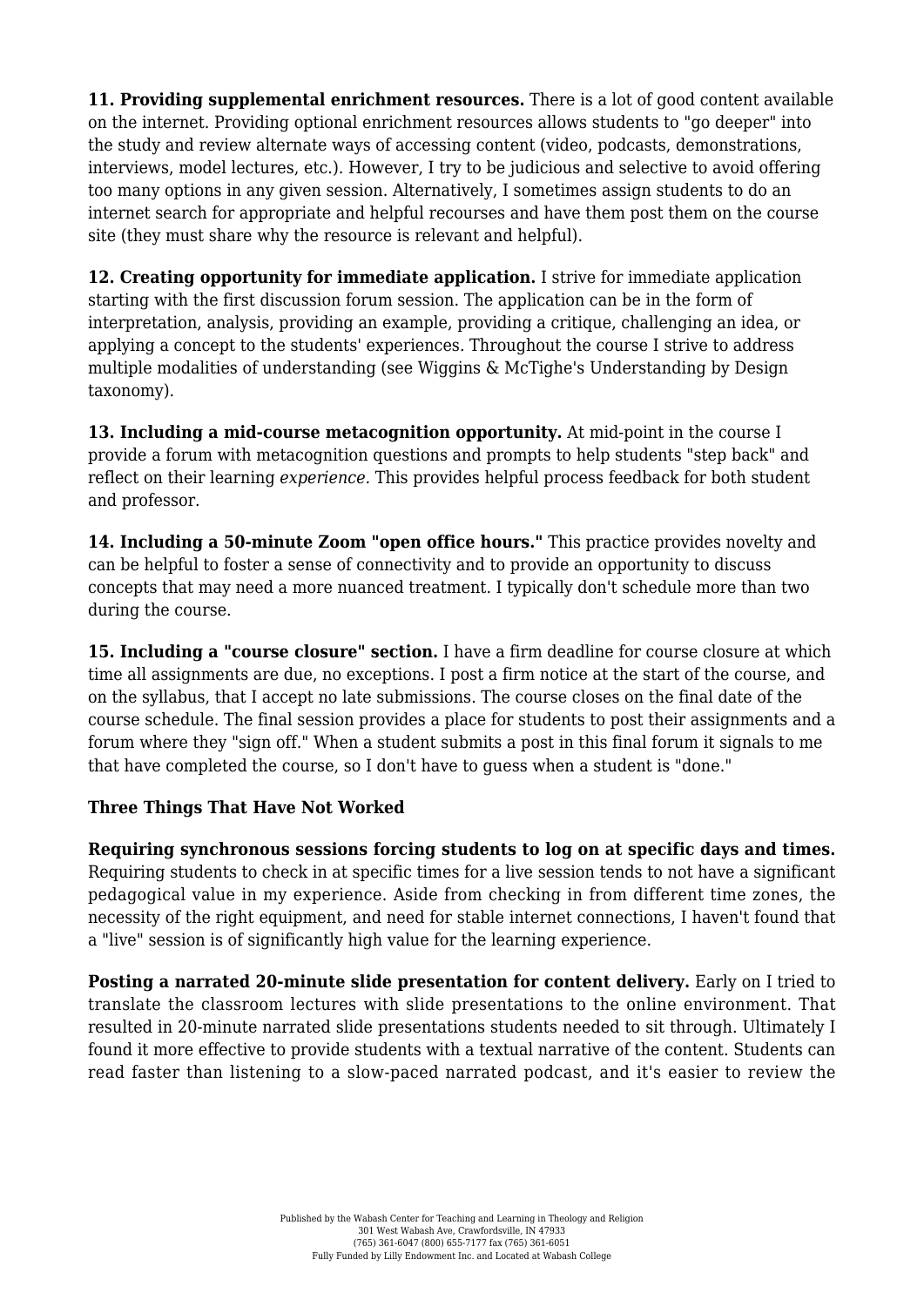**11. Providing supplemental enrichment resources.** There is a lot of good content available on the internet. Providing optional enrichment resources allows students to "go deeper" into the study and review alternate ways of accessing content (video, podcasts, demonstrations, interviews, model lectures, etc.). However, I try to be judicious and selective to avoid offering too many options in any given session. Alternatively, I sometimes assign students to do an internet search for appropriate and helpful recourses and have them post them on the course site (they must share why the resource is relevant and helpful).

**12. Creating opportunity for immediate application.** I strive for immediate application starting with the first discussion forum session. The application can be in the form of interpretation, analysis, providing an example, providing a critique, challenging an idea, or applying a concept to the students' experiences. Throughout the course I strive to address multiple modalities of understanding (see Wiggins & McTighe's Understanding by Design taxonomy).

**13. Including a mid-course metacognition opportunity.** At mid-point in the course I provide a forum with metacognition questions and prompts to help students "step back" and reflect on their learning *experience.* This provides helpful process feedback for both student and professor.

**14. Including a 50-minute Zoom "open office hours."** This practice provides novelty and can be helpful to foster a sense of connectivity and to provide an opportunity to discuss concepts that may need a more nuanced treatment. I typically don't schedule more than two during the course.

**15. Including a "course closure" section.** I have a firm deadline for course closure at which time all assignments are due, no exceptions. I post a firm notice at the start of the course, and on the syllabus, that I accept no late submissions. The course closes on the final date of the course schedule. The final session provides a place for students to post their assignments and a forum where they "sign off." When a student submits a post in this final forum it signals to me that have completed the course, so I don't have to guess when a student is "done."

### Three Things That Have Not Worked

**Requiring synchronous sessions forcing students to log on at specific days and times.** Requiring students to check in at specific times for a live session tends to not have a significant pedagogical value in my experience. Aside from checking in from different time zones, the necessity of the right equipment, and need for stable internet connections, I haven't found that a "live" session is of significantly high value for the learning experience.

**Posting a narrated 20-minute slide presentation for content delivery.** Early on I tried to translate the classroom lectures with slide presentations to the online environment. That resulted in 20-minute narrated slide presentations students needed to sit through. Ultimately I found it more effective to provide students with a textual narrative of the content. Students can read faster than listening to a slow-paced narrated podcast, and it's easier to review the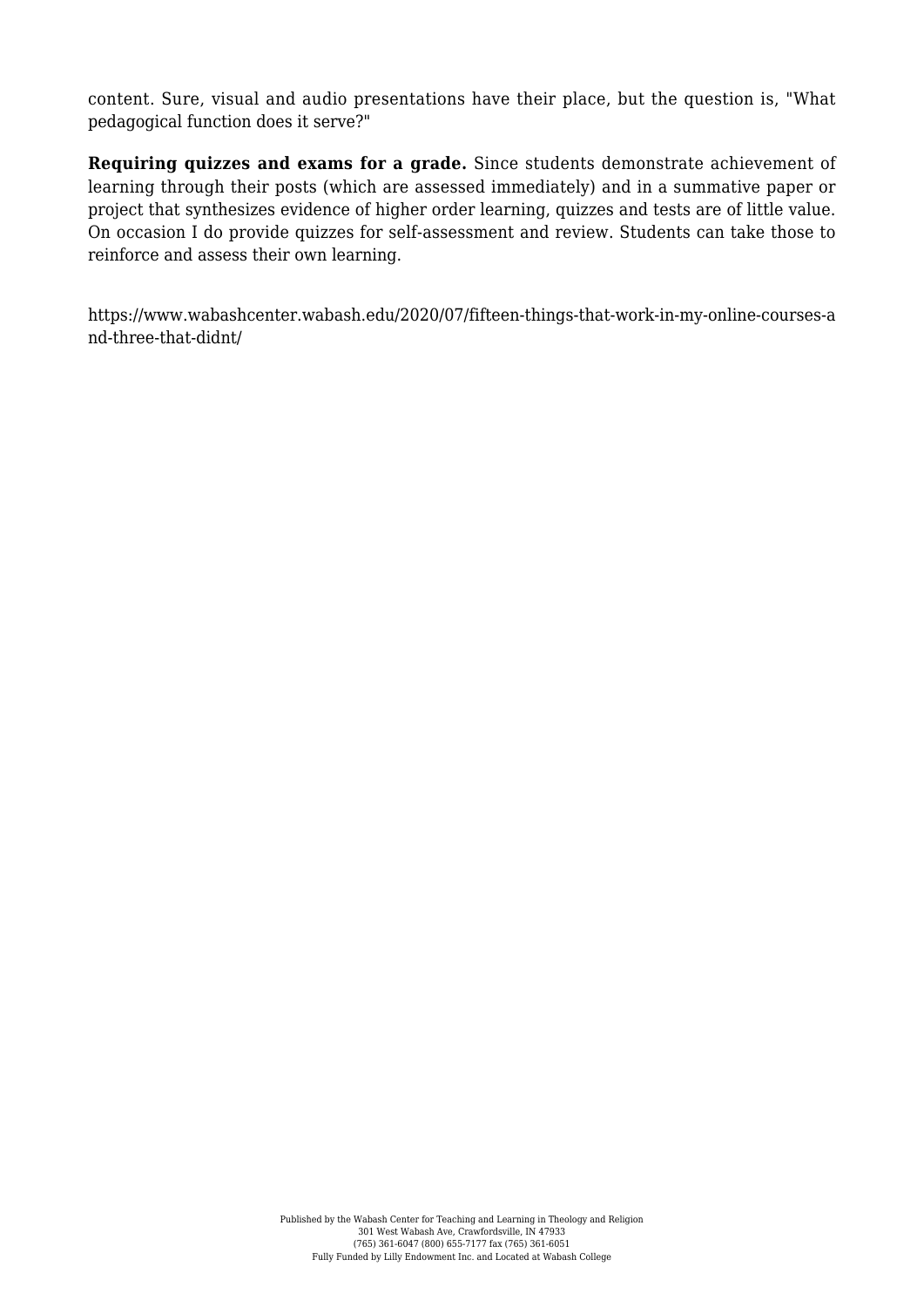content. Sure, visual and audio presentations have their place, but the question is, "What pedagogical function does it serve?"

**Requiring quizzes and exams for a grade.** Since students demonstrate achievement of learning through their posts (which are assessed immediately) and in a summative paper or project that synthesizes evidence of higher order learning, quizzes and tests are of little value. On occasion I do provide quizzes for self-assessment and review. Students can take those to reinforce and assess their own learning.

https://www.wabashcenter.wabash.edu/2020/07/fifteen-things-that-work-in-my-online-courses-and-three-that-didnt/